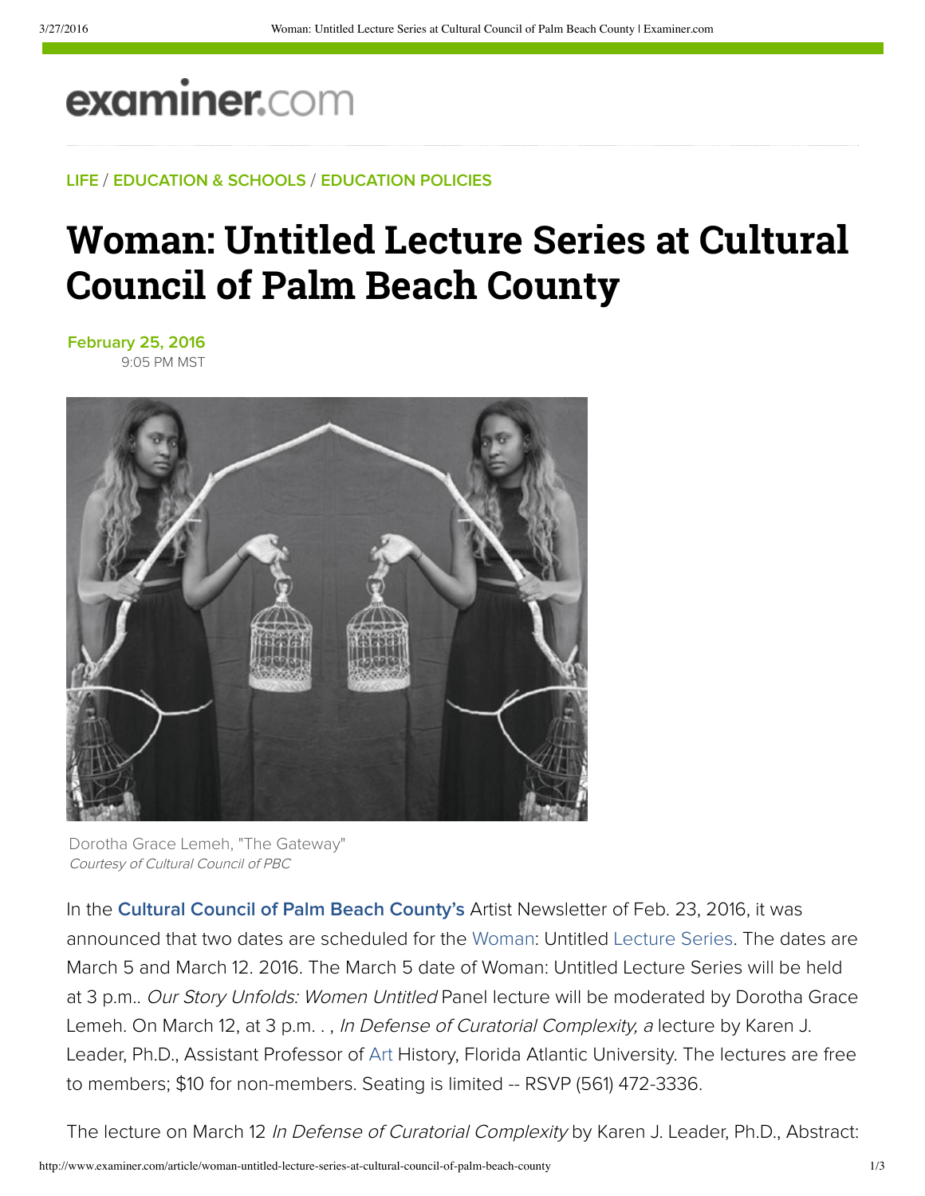examiner.com

LIFE / EDUCATION & SCHOOLS / EDUCATION POLICIES

# Woman: Untitled Lecture Series at Cultural Council of Palm Beach County

February 25, 2016
9:05 PM MST

Dorotha Grace Lemeh, "The Gateway"
*Courtesy of Cultural Council of PBC*

In the **Cultural Council of Palm Beach County's** Artist Newsletter of Feb. 23, 2016, it was announced that two dates are scheduled for the Woman: Untitled Lecture Series. The dates are March 5 and March 12. 2016. The March 5 date of Woman: Untitled Lecture Series will be held at 3 p.m.. *Our Story Unfolds: Women Untitled* Panel lecture will be moderated by Dorotha Grace Lemeh. On March 12, at 3 p.m. . , *In Defense of Curatorial Complexity, a* lecture by Karen J. Leader, Ph.D., Assistant Professor of Art History, Florida Atlantic University. The lectures are free to members; $10 for non-members. Seating is limited -- RSVP (561) 472-3336.

The lecture on March 12 *In Defense of Curatorial Complexity* by Karen J. Leader, Ph.D., Abstract: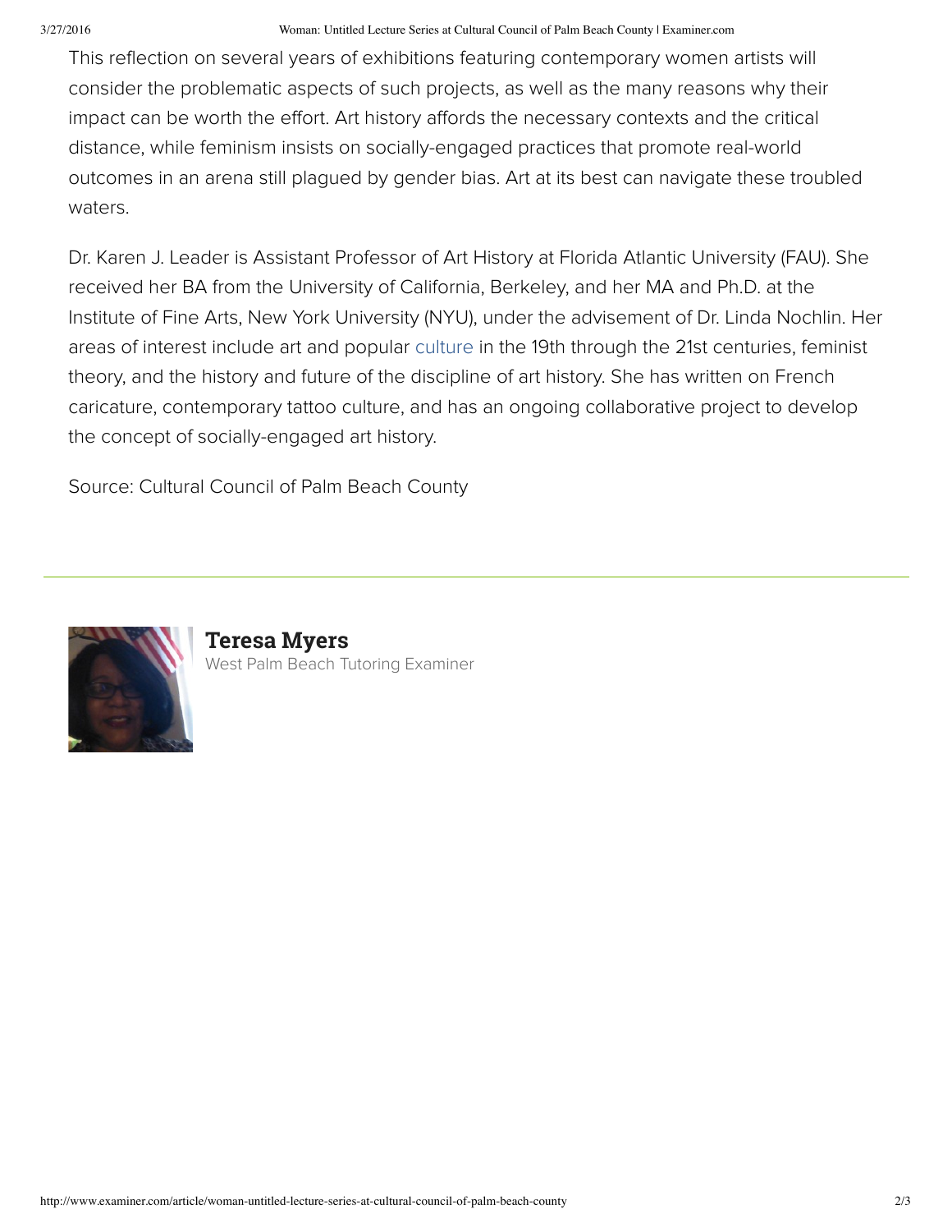This reflection on several years of exhibitions featuring contemporary women artists will consider the problematic aspects of such projects, as well as the many reasons why their impact can be worth the effort. Art history affords the necessary contexts and the critical distance, while feminism insists on socially-engaged practices that promote real-world outcomes in an arena still plagued by gender bias. Art at its best can navigate these troubled waters.

Dr. Karen J. Leader is Assistant Professor of Art History at Florida Atlantic University (FAU). She received her BA from the University of California, Berkeley, and her MA and Ph.D. at the Institute of Fine Arts, New York University (NYU), under the advisement of Dr. Linda Nochlin. Her areas of interest include art and popular culture in the 19th through the 21st centuries, feminist theory, and the history and future of the discipline of art history. She has written on French caricature, contemporary tattoo culture, and has an ongoing collaborative project to develop the concept of socially-engaged art history.

Source: Cultural Council of Palm Beach County

---

**Teresa Myers**

West Palm Beach Tutoring Examiner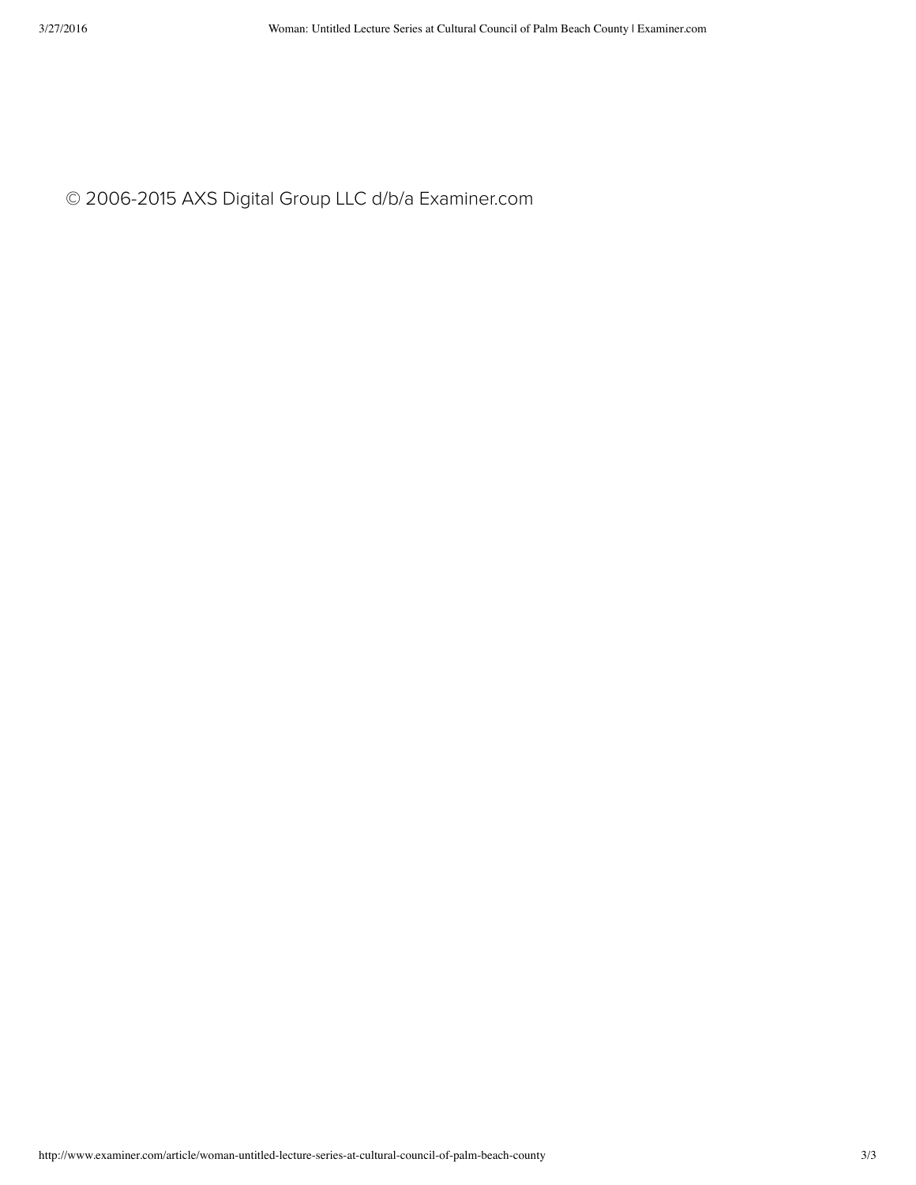© 2006-2015 AXS Digital Group LLC d/b/a Examiner.com